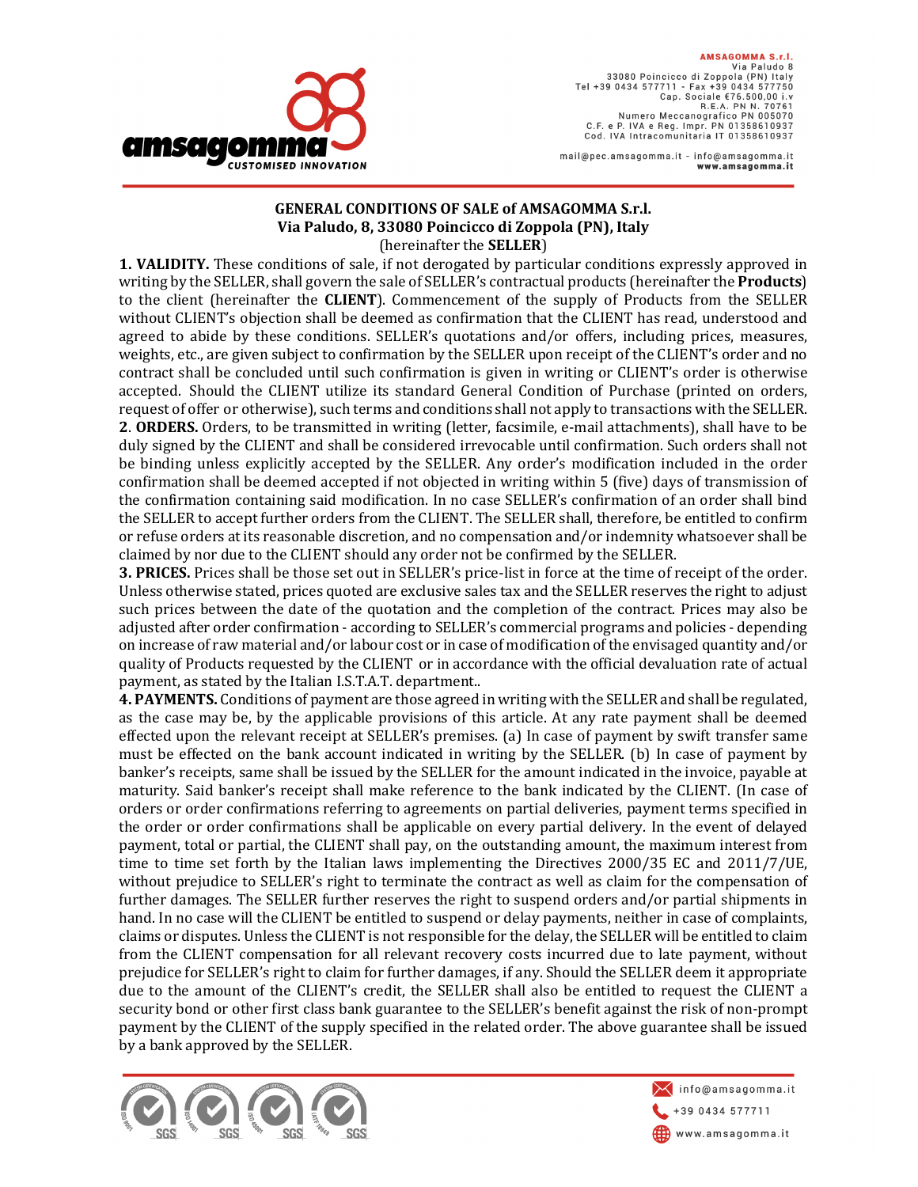**GENERAL CONDITIONS OF SALE of AMSAGOMMA S.r.l.**
**Via Paludo, 8, 33080 Poincicco di Zoppola (PN), Italy**
(hereinafter the **SELLER**)

**1. VALIDITY.** These conditions of sale, if not derogated by particular conditions expressly approved in writing by the SELLER, shall govern the sale of SELLER's contractual products (hereinafter the **Products**) to the client (hereinafter the **CLIENT**). Commencement of the supply of Products from the SELLER without CLIENT's objection shall be deemed as confirmation that the CLIENT has read, understood and agreed to abide by these conditions. SELLER's quotations and/or offers, including prices, measures, weights, etc., are given subject to confirmation by the SELLER upon receipt of the CLIENT's order and no contract shall be concluded until such confirmation is given in writing or CLIENT's order is otherwise accepted. Should the CLIENT utilize its standard General Condition of Purchase (printed on orders, request of offer or otherwise), such terms and conditions shall not apply to transactions with the SELLER.

**2. ORDERS.** Orders, to be transmitted in writing (letter, facsimile, e-mail attachments), shall have to be duly signed by the CLIENT and shall be considered irrevocable until confirmation. Such orders shall not be binding unless explicitly accepted by the SELLER. Any order's modification included in the order confirmation shall be deemed accepted if not objected in writing within 5 (five) days of transmission of the confirmation containing said modification. In no case SELLER's confirmation of an order shall bind the SELLER to accept further orders from the CLIENT. The SELLER shall, therefore, be entitled to confirm or refuse orders at its reasonable discretion, and no compensation and/or indemnity whatsoever shall be claimed by nor due to the CLIENT should any order not be confirmed by the SELLER.

**3. PRICES.** Prices shall be those set out in SELLER's price-list in force at the time of receipt of the order. Unless otherwise stated, prices quoted are exclusive sales tax and the SELLER reserves the right to adjust such prices between the date of the quotation and the completion of the contract. Prices may also be adjusted after order confirmation - according to SELLER's commercial programs and policies - depending on increase of raw material and/or labour cost or in case of modification of the envisaged quantity and/or quality of Products requested by the CLIENT or in accordance with the official devaluation rate of actual payment, as stated by the Italian I.S.T.A.T. department..

**4. PAYMENTS.** Conditions of payment are those agreed in writing with the SELLER and shall be regulated, as the case may be, by the applicable provisions of this article. At any rate payment shall be deemed effected upon the relevant receipt at SELLER's premises. (a) In case of payment by swift transfer same must be effected on the bank account indicated in writing by the SELLER. (b) In case of payment by banker's receipts, same shall be issued by the SELLER for the amount indicated in the invoice, payable at maturity. Said banker's receipt shall make reference to the bank indicated by the CLIENT. (In case of orders or order confirmations referring to agreements on partial deliveries, payment terms specified in the order or order confirmations shall be applicable on every partial delivery. In the event of delayed payment, total or partial, the CLIENT shall pay, on the outstanding amount, the maximum interest from time to time set forth by the Italian laws implementing the Directives 2000/35 EC and 2011/7/UE, without prejudice to SELLER's right to terminate the contract as well as claim for the compensation of further damages. The SELLER further reserves the right to suspend orders and/or partial shipments in hand. In no case will the CLIENT be entitled to suspend or delay payments, neither in case of complaints, claims or disputes. Unless the CLIENT is not responsible for the delay, the SELLER will be entitled to claim from the CLIENT compensation for all relevant recovery costs incurred due to late payment, without prejudice for SELLER's right to claim for further damages, if any. Should the SELLER deem it appropriate due to the amount of the CLIENT's credit, the SELLER shall also be entitled to request the CLIENT a security bond or other first class bank guarantee to the SELLER's benefit against the risk of non-prompt payment by the CLIENT of the supply specified in the related order. The above guarantee shall be issued by a bank approved by the SELLER.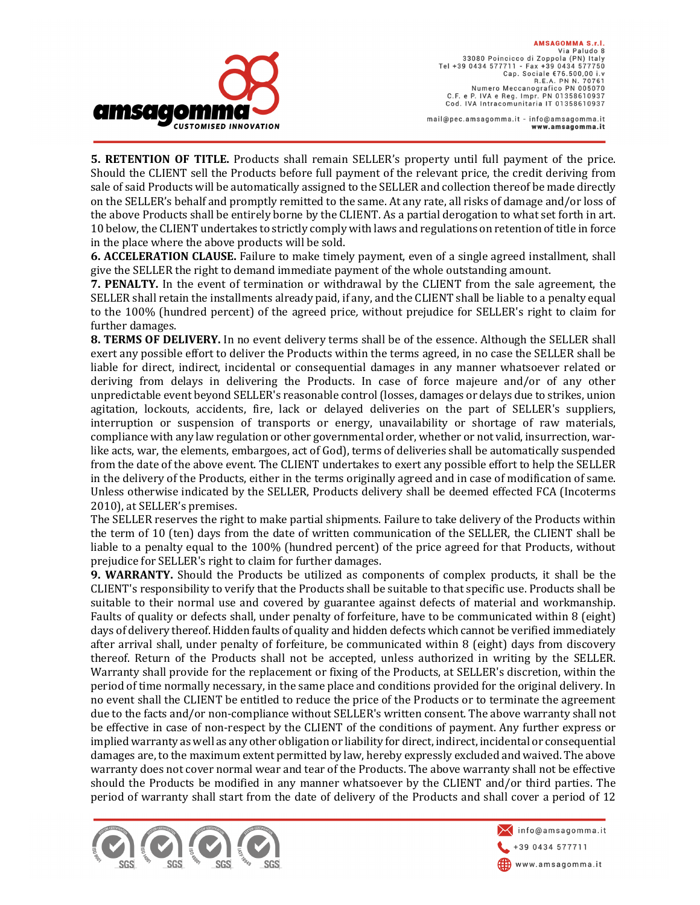**5. RETENTION OF TITLE.** Products shall remain SELLER's property until full payment of the price. Should the CLIENT sell the Products before full payment of the relevant price, the credit deriving from sale of said Products will be automatically assigned to the SELLER and collection thereof be made directly on the SELLER's behalf and promptly remitted to the same. At any rate, all risks of damage and/or loss of the above Products shall be entirely borne by the CLIENT. As a partial derogation to what set forth in art. 10 below, the CLIENT undertakes to strictly comply with laws and regulations on retention of title in force in the place where the above products will be sold.

**6. ACCELERATION CLAUSE.** Failure to make timely payment, even of a single agreed installment, shall give the SELLER the right to demand immediate payment of the whole outstanding amount.

**7. PENALTY.** In the event of termination or withdrawal by the CLIENT from the sale agreement, the SELLER shall retain the installments already paid, if any, and the CLIENT shall be liable to a penalty equal to the 100% (hundred percent) of the agreed price*,* without prejudice for SELLER's right to claim for further damages.

**8. TERMS OF DELIVERY.** In no event delivery terms shall be of the essence. Although the SELLER shall exert any possible effort to deliver the Products within the terms agreed, in no case the SELLER shall be liable for direct, indirect, incidental or consequential damages in any manner whatsoever related or deriving from delays in delivering the Products. In case of force majeure and/or of any other unpredictable event beyond SELLER's reasonable control (losses, damages or delays due to strikes, union agitation, lockouts, accidents, fire, lack or delayed deliveries on the part of SELLER's suppliers, interruption or suspension of transports or energy, unavailability or shortage of raw materials, compliance with any law regulation or other governmental order, whether or not valid, insurrection, war-like acts, war, the elements, embargoes, act of God), terms of deliveries shall be automatically suspended from the date of the above event. The CLIENT undertakes to exert any possible effort to help the SELLER in the delivery of the Products, either in the terms originally agreed and in case of modification of same. Unless otherwise indicated by the SELLER, Products delivery shall be deemed effected FCA (Incoterms 2010), at SELLER's premises.

The SELLER reserves the right to make partial shipments. Failure to take delivery of the Products within the term of 10 (ten) days from the date of written communication of the SELLER, the CLIENT shall be liable to a penalty equal to the 100% (hundred percent) of the price agreed for that Products, without prejudice for SELLER's right to claim for further damages.

**9. WARRANTY.** Should the Products be utilized as components of complex products, it shall be the CLIENT's responsibility to verify that the Products shall be suitable to that specific use. Products shall be suitable to their normal use and covered by guarantee against defects of material and workmanship. Faults of quality or defects shall, under penalty of forfeiture, have to be communicated within 8 (eight) days of delivery thereof. Hidden faults of quality and hidden defects which cannot be verified immediately after arrival shall, under penalty of forfeiture, be communicated within 8 (eight) days from discovery thereof. Return of the Products shall not be accepted, unless authorized in writing by the SELLER. Warranty shall provide for the replacement or fixing of the Products, at SELLER's discretion, within the period of time normally necessary, in the same place and conditions provided for the original delivery. In no event shall the CLIENT be entitled to reduce the price of the Products or to terminate the agreement due to the facts and/or non-compliance without SELLER's written consent. The above warranty shall not be effective in case of non-respect by the CLIENT of the conditions of payment. Any further express or implied warranty as well as any other obligation or liability for direct, indirect, incidental or consequential damages are, to the maximum extent permitted by law, hereby expressly excluded and waived. The above warranty does not cover normal wear and tear of the Products. The above warranty shall not be effective should the Products be modified in any manner whatsoever by the CLIENT and/or third parties. The period of warranty shall start from the date of delivery of the Products and shall cover a period of 12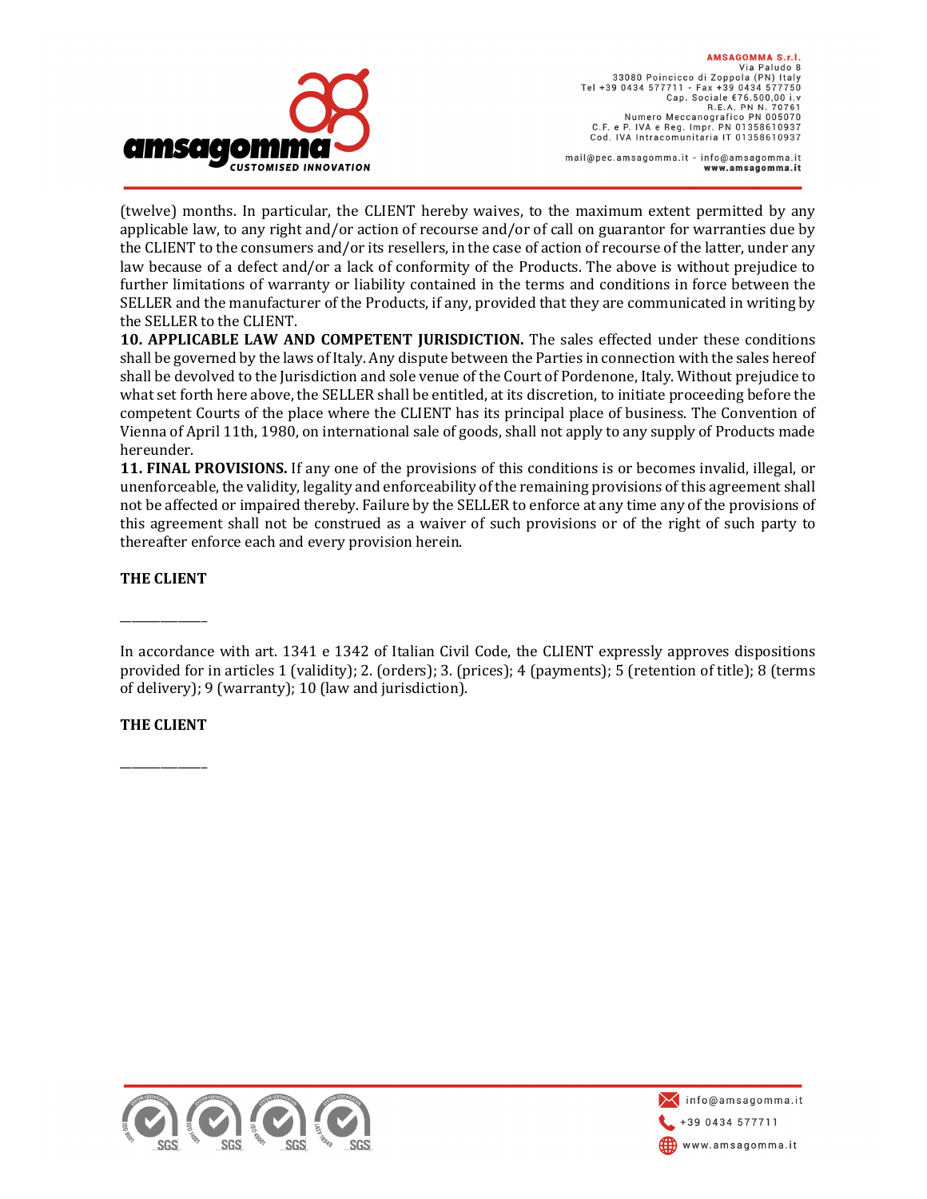(twelve) months. In particular, the CLIENT hereby waives, to the maximum extent permitted by any applicable law, to any right and/or action of recourse and/or of call on guarantor for warranties due by the CLIENT to the consumers and/or its resellers, in the case of action of recourse of the latter, under any law because of a defect and/or a lack of conformity of the Products. The above is without prejudice to further limitations of warranty or liability contained in the terms and conditions in force between the SELLER and the manufacturer of the Products, if any, provided that they are communicated in writing by the SELLER to the CLIENT.

**10. APPLICABLE LAW AND COMPETENT JURISDICTION.** The sales effected under these conditions shall be governed by the laws of Italy. Any dispute between the Parties in connection with the sales hereof shall be devolved to the Jurisdiction and sole venue of the Court of Pordenone, Italy. Without prejudice to what set forth here above, the SELLER shall be entitled, at its discretion, to initiate proceeding before the competent Courts of the place where the CLIENT has its principal place of business. The Convention of Vienna of April 11th, 1980, on international sale of goods, shall not apply to any supply of Products made hereunder.

**11. FINAL PROVISIONS.** If any one of the provisions of this conditions is or becomes invalid, illegal, or unenforceable, the validity, legality and enforceability of the remaining provisions of this agreement shall not be affected or impaired thereby. Failure by the SELLER to enforce at any time any of the provisions of this agreement shall not be construed as a waiver of such provisions or of the right of such party to thereafter enforce each and every provision herein.

**THE CLIENT**

_______________

In accordance with art. 1341 e 1342 of Italian Civil Code, the CLIENT expressly approves dispositions provided for in articles 1 (validity); 2. (orders); 3. (prices); 4 (payments); 5 (retention of title); 8 (terms of delivery); 9 (warranty); 10 (law and jurisdiction).

**THE CLIENT**

_______________